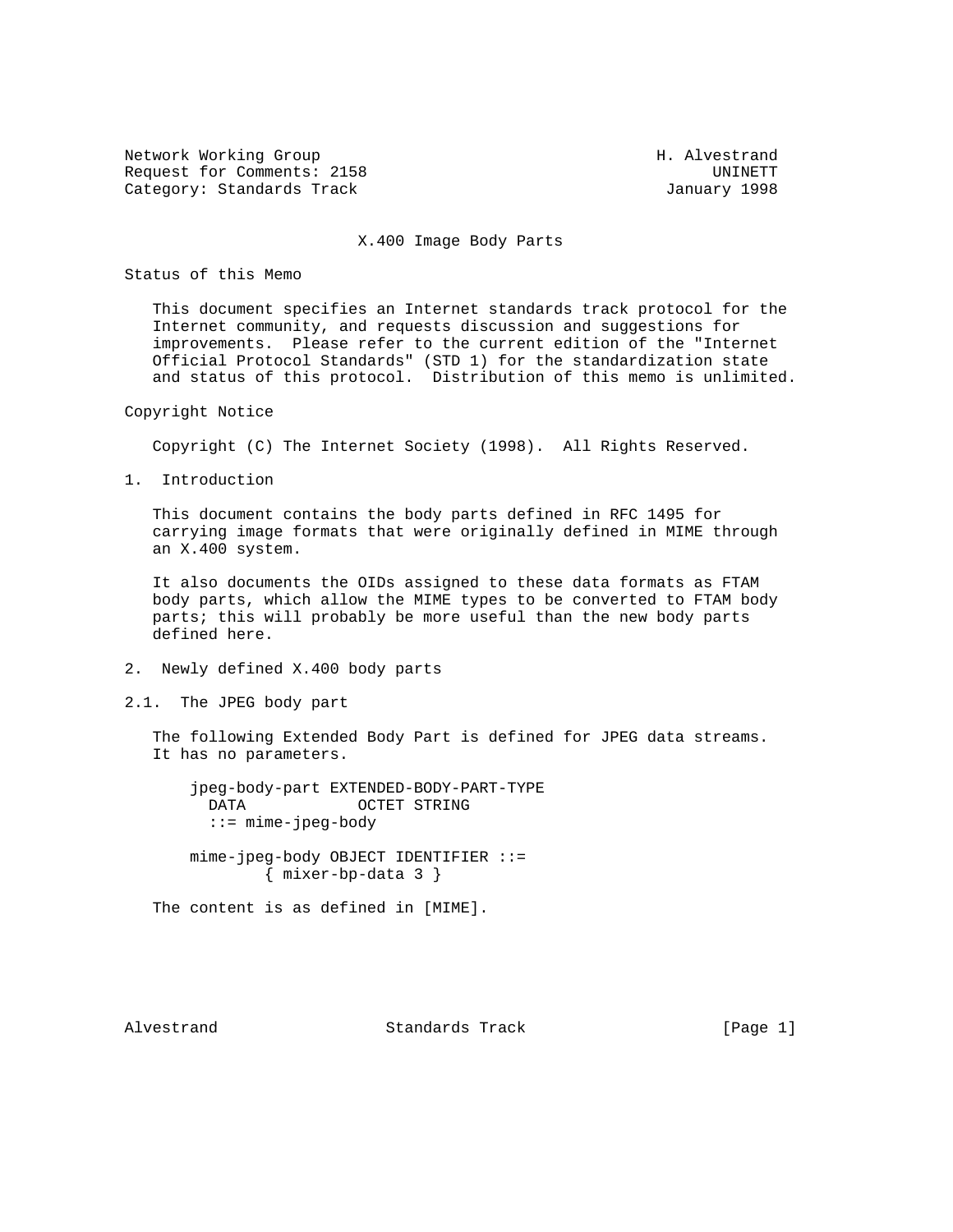Network Working Group H. Alvestrand
Request for Comments: 2158 UNINETT
Category: Standards Track January 1998

# X.400 Image Body Parts

## Status of this Memo

This document specifies an Internet standards track protocol for the Internet community, and requests discussion and suggestions for improvements. Please refer to the current edition of the "Internet Official Protocol Standards" (STD 1) for the standardization state and status of this protocol. Distribution of this memo is unlimited.

## Copyright Notice

Copyright (C) The Internet Society (1998). All Rights Reserved.

## 1. Introduction

This document contains the body parts defined in RFC 1495 for carrying image formats that were originally defined in MIME through an X.400 system.

It also documents the OIDs assigned to these data formats as FTAM body parts, which allow the MIME types to be converted to FTAM body parts; this will probably be more useful than the new body parts defined here.

## 2. Newly defined X.400 body parts

### 2.1. The JPEG body part

The following Extended Body Part is defined for JPEG data streams. It has no parameters.

```
jpeg-body-part EXTENDED-BODY-PART-TYPE
  DATA           OCTET STRING
  ::= mime-jpeg-body

mime-jpeg-body OBJECT IDENTIFIER ::=
        { mixer-bp-data 3 }
```

The content is as defined in [MIME].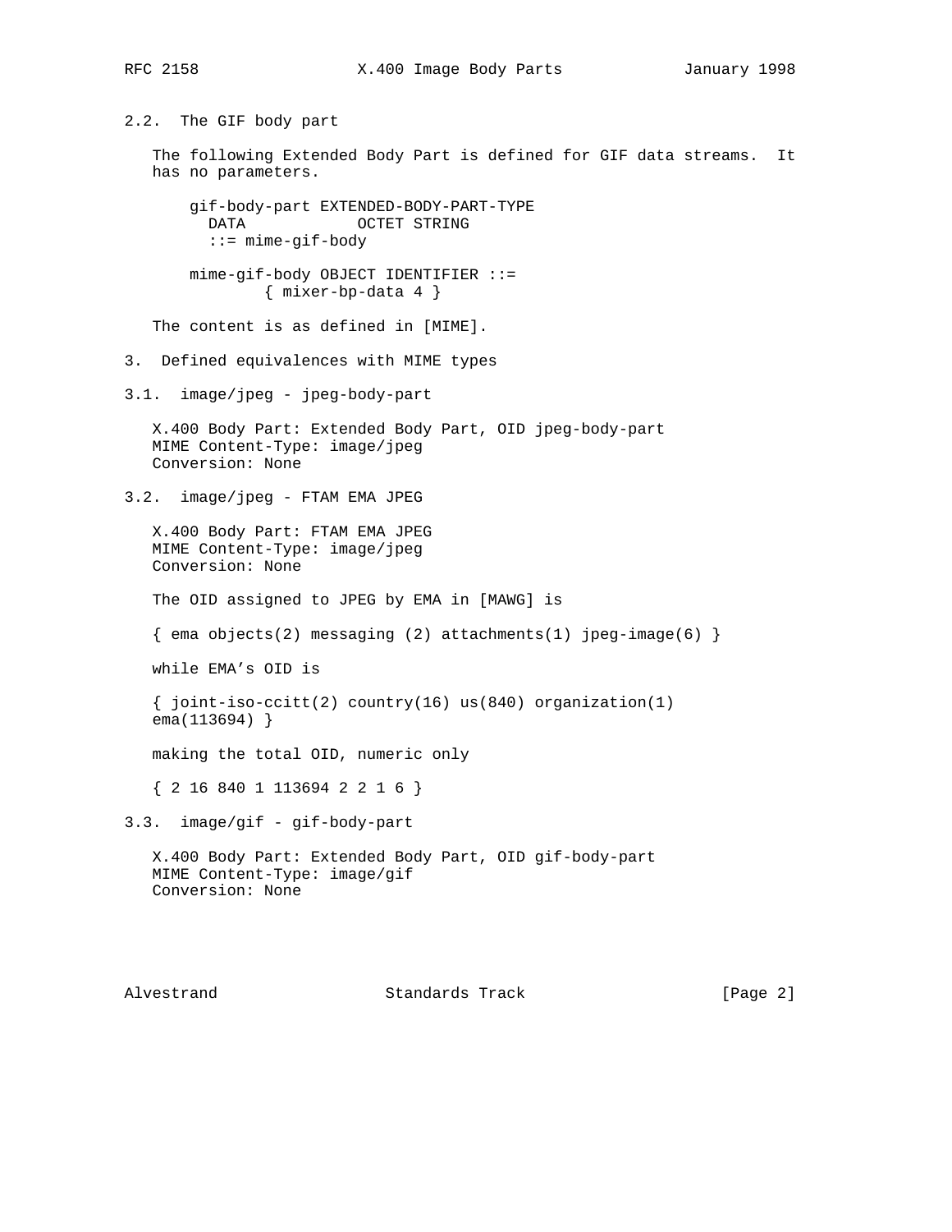### 2.2. The GIF body part

The following Extended Body Part is defined for GIF data streams. It has no parameters.

```
gif-body-part EXTENDED-BODY-PART-TYPE
  DATA            OCTET STRING
  ::= mime-gif-body

mime-gif-body OBJECT IDENTIFIER ::=
        { mixer-bp-data 4 }
```

The content is as defined in [MIME].

## 3. Defined equivalences with MIME types

### 3.1. image/jpeg - jpeg-body-part

X.400 Body Part: Extended Body Part, OID jpeg-body-part
MIME Content-Type: image/jpeg
Conversion: None

### 3.2. image/jpeg - FTAM EMA JPEG

X.400 Body Part: FTAM EMA JPEG
MIME Content-Type: image/jpeg
Conversion: None

The OID assigned to JPEG by EMA in [MAWG] is

{ ema objects(2) messaging (2) attachments(1) jpeg-image(6) }

while EMA's OID is

{ joint-iso-ccitt(2) country(16) us(840) organization(1) ema(113694) }

making the total OID, numeric only

{ 2 16 840 1 113694 2 2 1 6 }

### 3.3. image/gif - gif-body-part

X.400 Body Part: Extended Body Part, OID gif-body-part
MIME Content-Type: image/gif
Conversion: None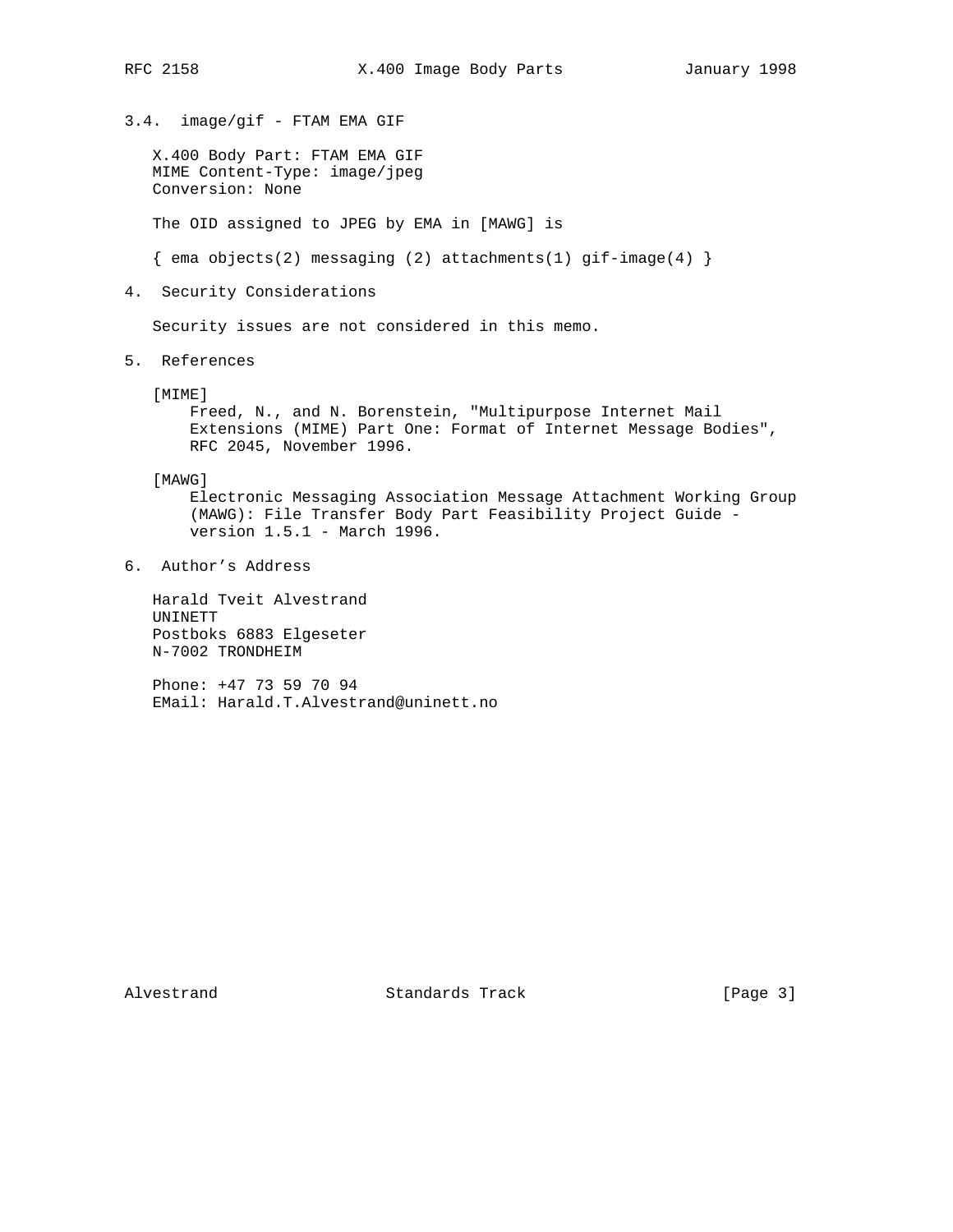### 3.4. image/gif - FTAM EMA GIF

X.400 Body Part: FTAM EMA GIF
MIME Content-Type: image/jpeg
Conversion: None

The OID assigned to JPEG by EMA in [MAWG] is

{ ema objects(2) messaging (2) attachments(1) gif-image(4) }

## 4. Security Considerations

Security issues are not considered in this memo.

## 5. References

[MIME]
Freed, N., and N. Borenstein, "Multipurpose Internet Mail Extensions (MIME) Part One: Format of Internet Message Bodies", RFC 2045, November 1996.

[MAWG]
Electronic Messaging Association Message Attachment Working Group (MAWG): File Transfer Body Part Feasibility Project Guide - version 1.5.1 - March 1996.

## 6. Author's Address

Harald Tveit Alvestrand
UNINETT
Postboks 6883 Elgeseter
N-7002 TRONDHEIM

Phone: +47 73 59 70 94
EMail: Harald.T.Alvestrand@uninett.no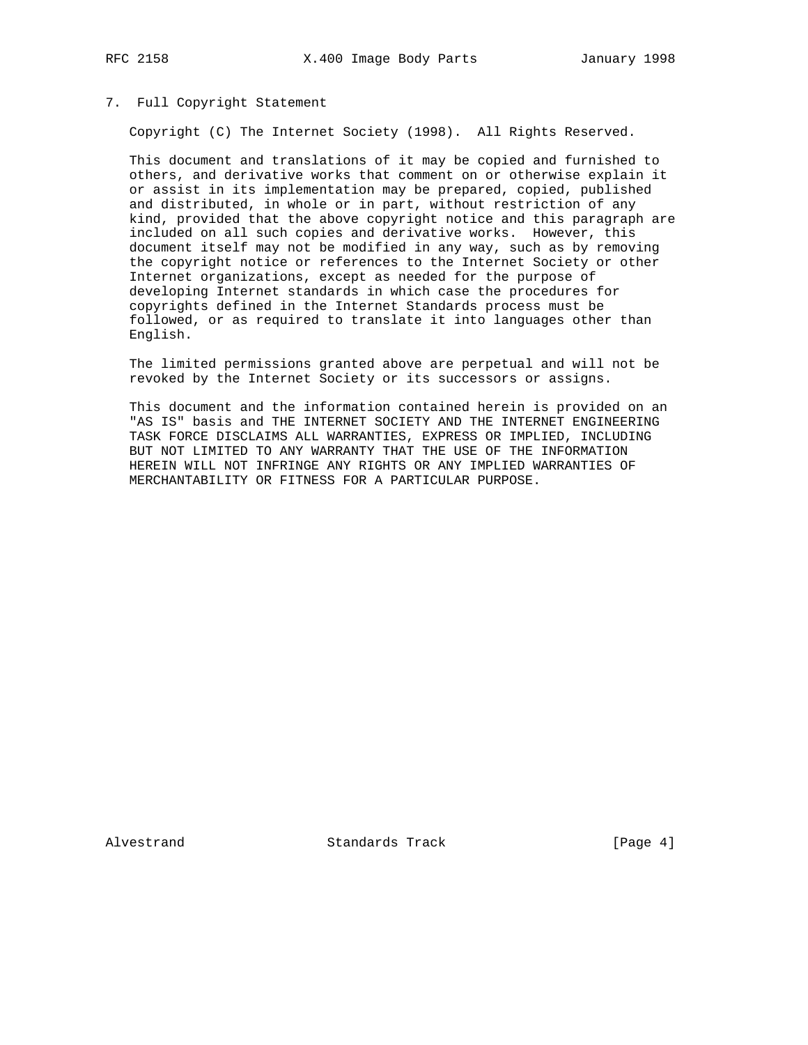## 7. Full Copyright Statement

Copyright (C) The Internet Society (1998). All Rights Reserved.

This document and translations of it may be copied and furnished to others, and derivative works that comment on or otherwise explain it or assist in its implementation may be prepared, copied, published and distributed, in whole or in part, without restriction of any kind, provided that the above copyright notice and this paragraph are included on all such copies and derivative works. However, this document itself may not be modified in any way, such as by removing the copyright notice or references to the Internet Society or other Internet organizations, except as needed for the purpose of developing Internet standards in which case the procedures for copyrights defined in the Internet Standards process must be followed, or as required to translate it into languages other than English.

The limited permissions granted above are perpetual and will not be revoked by the Internet Society or its successors or assigns.

This document and the information contained herein is provided on an "AS IS" basis and THE INTERNET SOCIETY AND THE INTERNET ENGINEERING TASK FORCE DISCLAIMS ALL WARRANTIES, EXPRESS OR IMPLIED, INCLUDING BUT NOT LIMITED TO ANY WARRANTY THAT THE USE OF THE INFORMATION HEREIN WILL NOT INFRINGE ANY RIGHTS OR ANY IMPLIED WARRANTIES OF MERCHANTABILITY OR FITNESS FOR A PARTICULAR PURPOSE.